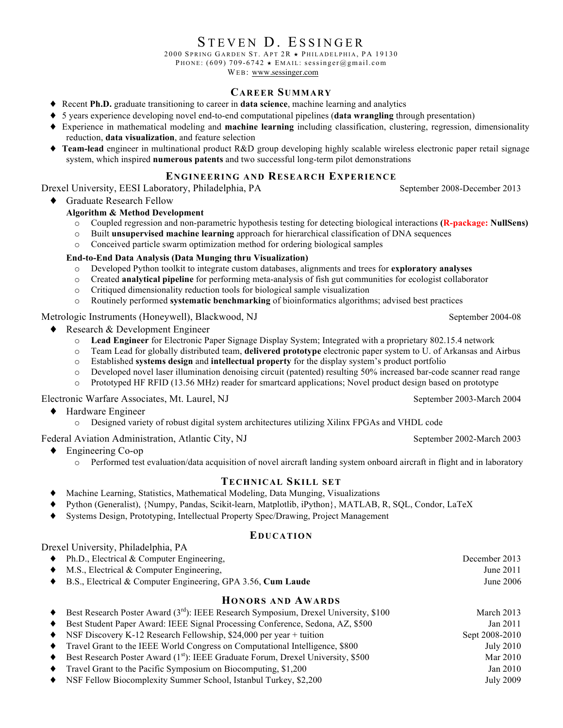# STEVEN D. ESSINGER

2000 SPRING GARDEN ST. APT 2R ★ PHILADELPHIA, PA 19130
PHONE: (609) 709-6742 ★ EMAIL: sessinger@gmail.com
WEB: www.sessinger.com

## CAREER SUMMARY

- Recent **Ph.D.** graduate transitioning to career in **data science**, machine learning and analytics
- 5 years experience developing novel end-to-end computational pipelines (**data wrangling** through presentation)
- Experience in mathematical modeling and **machine learning** including classification, clustering, regression, dimensionality reduction, **data visualization**, and feature selection
- **Team-lead** engineer in multinational product R&D group developing highly scalable wireless electronic paper retail signage system, which inspired **numerous patents** and two successful long-term pilot demonstrations

## ENGINEERING AND RESEARCH EXPERIENCE

Drexel University, EESI Laboratory, Philadelphia, PA — September 2008-December 2013

- Graduate Research Fellow

  **Algorithm & Method Development**
  - Coupled regression and non-parametric hypothesis testing for detecting biological interactions **(R-package: NullSens)**
  - Built **unsupervised machine learning** approach for hierarchical classification of DNA sequences
  - Conceived particle swarm optimization method for ordering biological samples

  **End-to-End Data Analysis (Data Munging thru Visualization)**
  - Developed Python toolkit to integrate custom databases, alignments and trees for **exploratory analyses**
  - Created **analytical pipeline** for performing meta-analysis of fish gut communities for ecologist collaborator
  - Critiqued dimensionality reduction tools for biological sample visualization
  - Routinely performed **systematic benchmarking** of bioinformatics algorithms; advised best practices

Metrologic Instruments (Honeywell), Blackwood, NJ — September 2004-08

- Research & Development Engineer
  - **Lead Engineer** for Electronic Paper Signage Display System; Integrated with a proprietary 802.15.4 network
  - Team Lead for globally distributed team, **delivered prototype** electronic paper system to U. of Arkansas and Airbus
  - Established **systems design** and **intellectual property** for the display system's product portfolio
  - Developed novel laser illumination denoising circuit (patented) resulting 50% increased bar-code scanner read range
  - Prototyped HF RFID (13.56 MHz) reader for smartcard applications; Novel product design based on prototype

Electronic Warfare Associates, Mt. Laurel, NJ — September 2003-March 2004

- Hardware Engineer
  - Designed variety of robust digital system architectures utilizing Xilinx FPGAs and VHDL code

Federal Aviation Administration, Atlantic City, NJ — September 2002-March 2003

- Engineering Co-op
  - Performed test evaluation/data acquisition of novel aircraft landing system onboard aircraft in flight and in laboratory

## TECHNICAL SKILL SET

- Machine Learning, Statistics, Mathematical Modeling, Data Munging, Visualizations
- Python (Generalist), {Numpy, Pandas, Scikit-learn, Matplotlib, iPython}, MATLAB, R, SQL, Condor, LaTeX
- Systems Design, Prototyping, Intellectual Property Spec/Drawing, Project Management

## EDUCATION

Drexel University, Philadelphia, PA

- Ph.D., Electrical & Computer Engineering, — December 2013
- M.S., Electrical & Computer Engineering, — June 2011
- B.S., Electrical & Computer Engineering, GPA 3.56, **Cum Laude** — June 2006

## HONORS AND AWARDS

- Best Research Poster Award (3rd): IEEE Research Symposium, Drexel University, $100 — March 2013
- Best Student Paper Award: IEEE Signal Processing Conference, Sedona, AZ, $500 — Jan 2011
- NSF Discovery K-12 Research Fellowship, $24,000 per year + tuition — Sept 2008-2010
- Travel Grant to the IEEE World Congress on Computational Intelligence, $800 — July 2010
- Best Research Poster Award (1st): IEEE Graduate Forum, Drexel University, $500 — Mar 2010
- Travel Grant to the Pacific Symposium on Biocomputing, $1,200 — Jan 2010
- NSF Fellow Biocomplexity Summer School, Istanbul Turkey, $2,200 — July 2009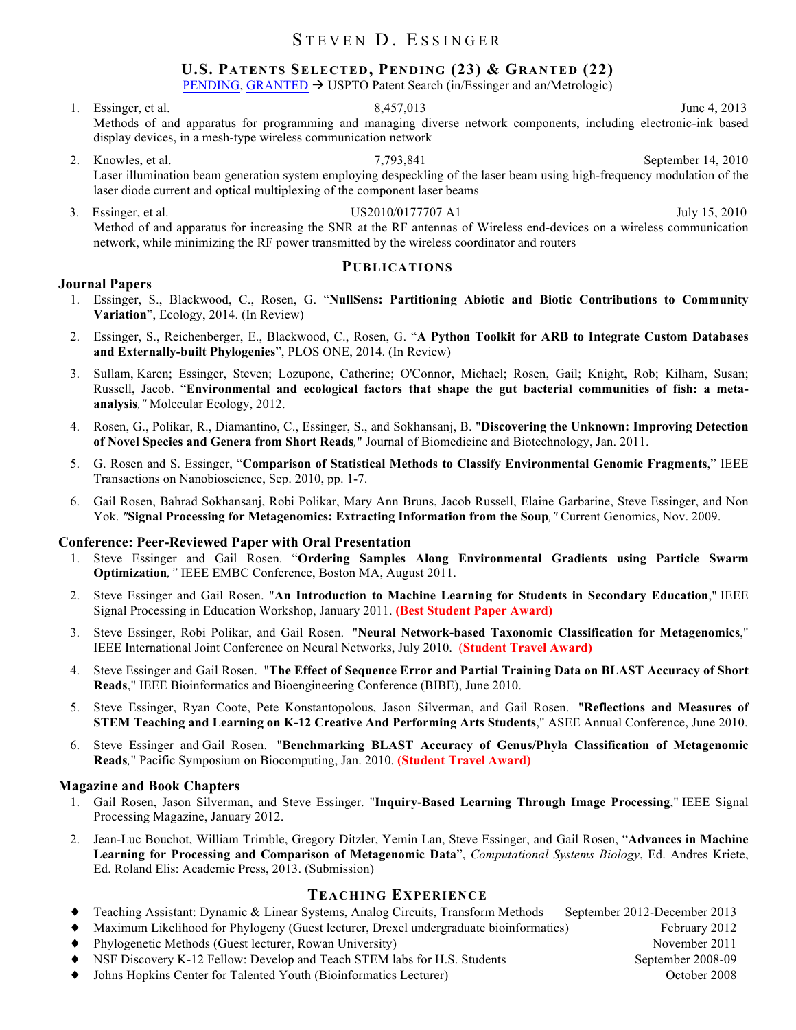# STEVEN D. ESSINGER

## U.S. PATENTS SELECTED, PENDING (23) & GRANTED (22)

PENDING, GRANTED → USPTO Patent Search (in/Essinger and an/Metrologic)

1. Essinger, et al. 8,457,013 June 4, 2013
   Methods of and apparatus for programming and managing diverse network components, including electronic-ink based display devices, in a mesh-type wireless communication network

2. Knowles, et al. 7,793,841 September 14, 2010
   Laser illumination beam generation system employing despeckling of the laser beam using high-frequency modulation of the laser diode current and optical multiplexing of the component laser beams

3. Essinger, et al. US2010/0177707 A1 July 15, 2010
   Method of and apparatus for increasing the SNR at the RF antennas of Wireless end-devices on a wireless communication network, while minimizing the RF power transmitted by the wireless coordinator and routers

## PUBLICATIONS

### Journal Papers

1. Essinger, S., Blackwood, C., Rosen, G. "**NullSens: Partitioning Abiotic and Biotic Contributions to Community Variation**", Ecology, 2014. (In Review)
2. Essinger, S., Reichenberger, E., Blackwood, C., Rosen, G. "**A Python Toolkit for ARB to Integrate Custom Databases and Externally-built Phylogenies**", PLOS ONE, 2014. (In Review)
3. Sullam, Karen; Essinger, Steven; Lozupone, Catherine; O'Connor, Michael; Rosen, Gail; Knight, Rob; Kilham, Susan; Russell, Jacob. "**Environmental and ecological factors that shape the gut bacterial communities of fish: a meta-analysis**," Molecular Ecology, 2012.
4. Rosen, G., Polikar, R., Diamantino, C., Essinger, S., and Sokhansanj, B. "**Discovering the Unknown: Improving Detection of Novel Species and Genera from Short Reads**," Journal of Biomedicine and Biotechnology, Jan. 2011.
5. G. Rosen and S. Essinger, "**Comparison of Statistical Methods to Classify Environmental Genomic Fragments**," IEEE Transactions on Nanobioscience, Sep. 2010, pp. 1-7.
6. Gail Rosen, Bahrad Sokhansanj, Robi Polikar, Mary Ann Bruns, Jacob Russell, Elaine Garbarine, Steve Essinger, and Non Yok. "**Signal Processing for Metagenomics: Extracting Information from the Soup**," Current Genomics, Nov. 2009.

### Conference: Peer-Reviewed Paper with Oral Presentation

1. Steve Essinger and Gail Rosen. "**Ordering Samples Along Environmental Gradients using Particle Swarm Optimization**," IEEE EMBC Conference, Boston MA, August 2011.
2. Steve Essinger and Gail Rosen. "**An Introduction to Machine Learning for Students in Secondary Education**," IEEE Signal Processing in Education Workshop, January 2011. **(Best Student Paper Award)**
3. Steve Essinger, Robi Polikar, and Gail Rosen. "**Neural Network-based Taxonomic Classification for Metagenomics**," IEEE International Joint Conference on Neural Networks, July 2010. **(Student Travel Award)**
4. Steve Essinger and Gail Rosen. "**The Effect of Sequence Error and Partial Training Data on BLAST Accuracy of Short Reads**," IEEE Bioinformatics and Bioengineering Conference (BIBE), June 2010.
5. Steve Essinger, Ryan Coote, Pete Konstantopolous, Jason Silverman, and Gail Rosen. "**Reflections and Measures of STEM Teaching and Learning on K-12 Creative And Performing Arts Students**," ASEE Annual Conference, June 2010.
6. Steve Essinger and Gail Rosen. "**Benchmarking BLAST Accuracy of Genus/Phyla Classification of Metagenomic Reads**," Pacific Symposium on Biocomputing, Jan. 2010. **(Student Travel Award)**

### Magazine and Book Chapters

1. Gail Rosen, Jason Silverman, and Steve Essinger. "**Inquiry-Based Learning Through Image Processing**," IEEE Signal Processing Magazine, January 2012.
2. Jean-Luc Bouchot, William Trimble, Gregory Ditzler, Yemin Lan, Steve Essinger, and Gail Rosen, "**Advances in Machine Learning for Processing and Comparison of Metagenomic Data**", *Computational Systems Biology*, Ed. Andres Kriete, Ed. Roland Elis: Academic Press, 2013. (Submission)

## TEACHING EXPERIENCE

- Teaching Assistant: Dynamic & Linear Systems, Analog Circuits, Transform Methods — September 2012-December 2013
- Maximum Likelihood for Phylogeny (Guest lecturer, Drexel undergraduate bioinformatics) — February 2012
- Phylogenetic Methods (Guest lecturer, Rowan University) — November 2011
- NSF Discovery K-12 Fellow: Develop and Teach STEM labs for H.S. Students — September 2008-09
- Johns Hopkins Center for Talented Youth (Bioinformatics Lecturer) — October 2008